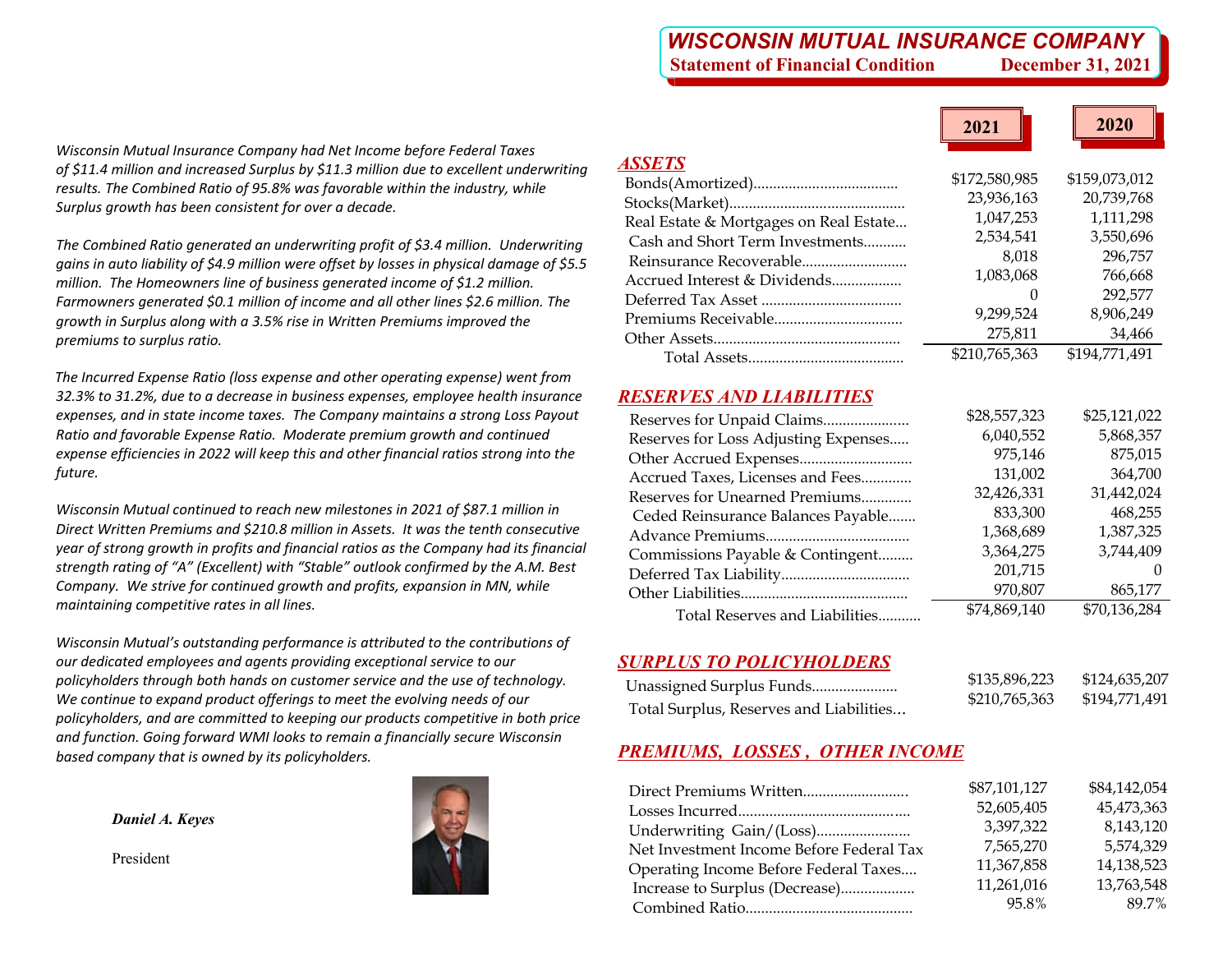# *WISCONSIN MUTUAL INSURANCE COMPANY*

**Statement of Financial Condition** **December 31, 2021**

*Wisconsin Mutual Insurance Company had Net Income before Federal Taxes of $11.4 million and increased Surplus by $11.3 million due to excellent underwriting results. The Combined Ratio of 95.8% was favorable within the industry, while Surplus growth has been consistent for over a decade.*

*The Combined Ratio generated an underwriting profit of $3.4 million. Underwriting gains in auto liability of $4.9 million were offset by losses in physical damage of $5.5 million. The Homeowners line of business generated income of $1.2 million. Farmowners generated $0.1 million of income and all other lines $2.6 million. The growth in Surplus along with a 3.5% rise in Written Premiums improved the premiums to surplus ratio.*

*The Incurred Expense Ratio (loss expense and other operating expense) went from 32.3% to 31.2%, due to a decrease in business expenses, employee health insurance expenses, and in state income taxes. The Company maintains a strong Loss Payout Ratio and favorable Expense Ratio. Moderate premium growth and continued expense efficiencies in 2022 will keep this and other financial ratios strong into the future.*

*Wisconsin Mutual continued to reach new milestones in 2021 of $87.1 million in Direct Written Premiums and $210.8 million in Assets. It was the tenth consecutive year of strong growth in profits and financial ratios as the Company had its financial strength rating of "A" (Excellent) with "Stable" outlook confirmed by the A.M. Best Company. We strive for continued growth and profits, expansion in MN, while maintaining competitive rates in all lines.*

*Wisconsin Mutual's outstanding performance is attributed to the contributions of our dedicated employees and agents providing exceptional service to our policyholders through both hands on customer service and the use of technology. We continue to expand product offerings to meet the evolving needs of our policyholders, and are committed to keeping our products competitive in both price and function. Going forward WMI looks to remain a financially secure Wisconsin based company that is owned by its policyholders.*

***Daniel A. Keyes***

President

| | 2021 | 2020 |
|---|---|---|
| ***ASSETS*** | | |
| Bonds(Amortized) | $172,580,985 | $159,073,012 |
| Stocks(Market) | 23,936,163 | 20,739,768 |
| Real Estate & Mortgages on Real Estate | 1,047,253 | 1,111,298 |
| Cash and Short Term Investments | 2,534,541 | 3,550,696 |
| Reinsurance Recoverable | 8,018 | 296,757 |
| Accrued Interest & Dividends | 1,083,068 | 766,668 |
| Deferred Tax Asset | 0 | 292,577 |
| Premiums Receivable | 9,299,524 | 8,906,249 |
| Other Assets | 275,811 | 34,466 |
| Total Assets | $210,765,363 | $194,771,491 |
| ***RESERVES AND LIABILITIES*** | | |
| Reserves for Unpaid Claims | $28,557,323 | $25,121,022 |
| Reserves for Loss Adjusting Expenses | 6,040,552 | 5,868,357 |
| Other Accrued Expenses | 975,146 | 875,015 |
| Accrued Taxes, Licenses and Fees | 131,002 | 364,700 |
| Reserves for Unearned Premiums | 32,426,331 | 31,442,024 |
| Ceded Reinsurance Balances Payable | 833,300 | 468,255 |
| Advance Premiums | 1,368,689 | 1,387,325 |
| Commissions Payable & Contingent | 3,364,275 | 3,744,409 |
| Deferred Tax Liability | 201,715 | 0 |
| Other Liabilities | 970,807 | 865,177 |
| Total Reserves and Liabilities | $74,869,140 | $70,136,284 |
| ***SURPLUS TO POLICYHOLDERS*** | | |
| Unassigned Surplus Funds | $135,896,223 | $124,635,207 |
| Total Surplus, Reserves and Liabilities | $210,765,363 | $194,771,491 |
| ***PREMIUMS, LOSSES , OTHER INCOME*** | | |
| Direct Premiums Written | $87,101,127 | $84,142,054 |
| Losses Incurred | 52,605,405 | 45,473,363 |
| Underwriting Gain/(Loss) | 3,397,322 | 8,143,120 |
| Net Investment Income Before Federal Tax | 7,565,270 | 5,574,329 |
| Operating Income Before Federal Taxes | 11,367,858 | 14,138,523 |
| Increase to Surplus (Decrease) | 11,261,016 | 13,763,548 |
| Combined Ratio | 95.8% | 89.7% |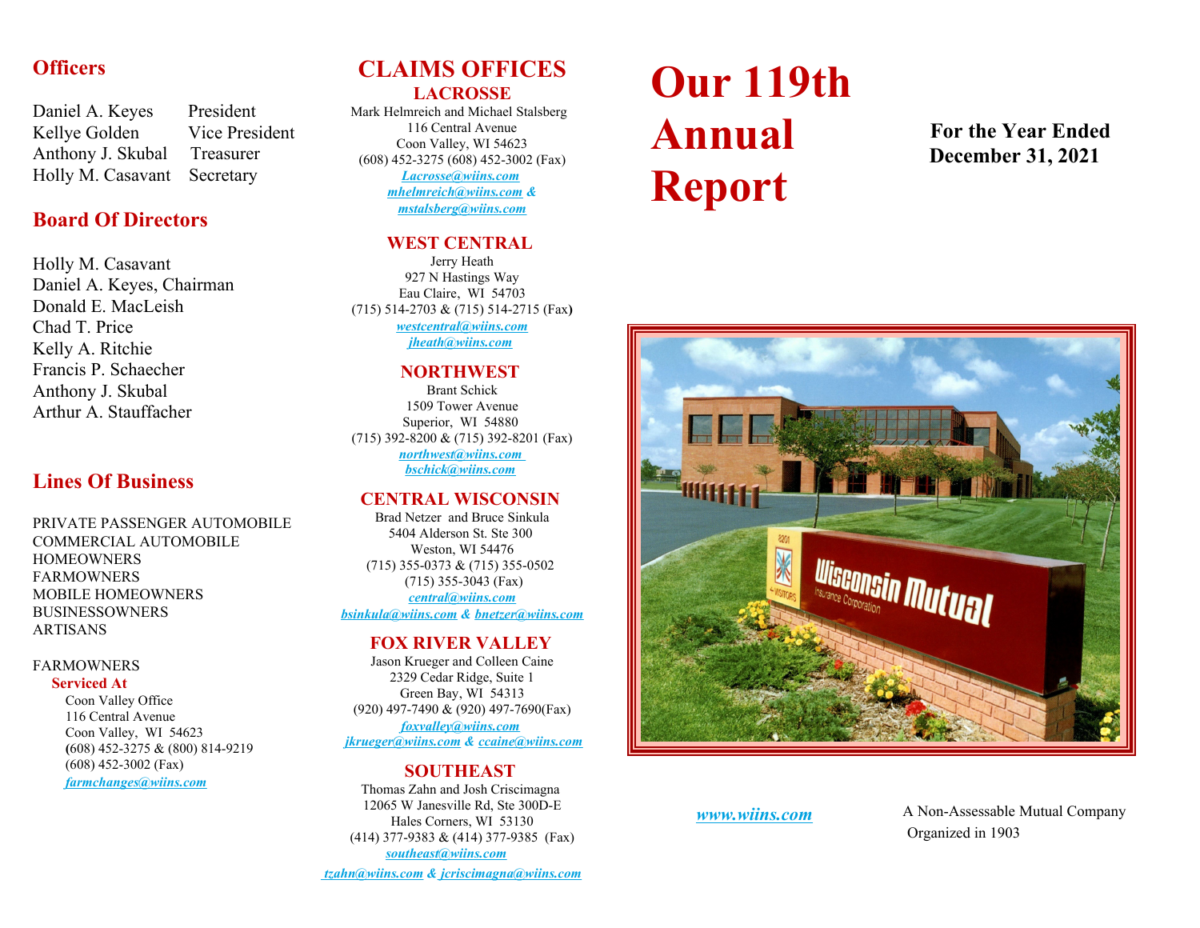## Officers

Daniel A. Keyes — President
Kellye Golden — Vice President
Anthony J. Skubal — Treasurer
Holly M. Casavant — Secretary

## Board Of Directors

Holly M. Casavant
Daniel A. Keyes, Chairman
Donald E. MacLeish
Chad T. Price
Kelly A. Ritchie
Francis P. Schaecher
Anthony J. Skubal
Arthur A. Stauffacher

## Lines Of Business

PRIVATE PASSENGER AUTOMOBILE
COMMERCIAL AUTOMOBILE
HOMEOWNERS
FARMOWNERS
MOBILE HOMEOWNERS
BUSINESSOWNERS
ARTISANS

FARMOWNERS

**Serviced At**

Coon Valley Office
116 Central Avenue
Coon Valley, WI 54623
(608) 452-3275 & (800) 814-9219
(608) 452-3002 (Fax)
*farmchanges@wiins.com*

## CLAIMS OFFICES

### LACROSSE

Mark Helmreich and Michael Stalsberg
116 Central Avenue
Coon Valley, WI 54623
(608) 452-3275 (608) 452-3002 (Fax)
*Lacrosse@wiins.com*
*mhelmreich@wiins.com* & *mstalsberg@wiins.com*

### WEST CENTRAL

Jerry Heath
927 N Hastings Way
Eau Claire, WI 54703
(715) 514-2703 & (715) 514-2715 (Fax)
*westcentral@wiins.com*
*jheath@wiins.com*

### NORTHWEST

Brant Schick
1509 Tower Avenue
Superior, WI 54880
(715) 392-8200 & (715) 392-8201 (Fax)
*northwest@wiins.com*
*bschick@wiins.com*

### CENTRAL WISCONSIN

Brad Netzer and Bruce Sinkula
5404 Alderson St. Ste 300
Weston, WI 54476
(715) 355-0373 & (715) 355-0502
(715) 355-3043 (Fax)
*central@wiins.com*
*bsinkula@wiins.com* & *bnetzer@wiins.com*

### FOX RIVER VALLEY

Jason Krueger and Colleen Caine
2329 Cedar Ridge, Suite 1
Green Bay, WI 54313
(920) 497-7490 & (920) 497-7690(Fax)
*foxvalley@wiins.com*
*jkrueger@wiins.com* & *ccaine@wiins.com*

### SOUTHEAST

Thomas Zahn and Josh Criscimagna
12065 W Janesville Rd, Ste 300D-E
Hales Corners, WI 53130
(414) 377-9383 & (414) 377-9385 (Fax)
*southeast@wiins.com*
*tzahn@wiins.com* & *jcriscimagna@wiins.com*

# Our 119th Annual Report

**For the Year Ended December 31, 2021**

*www.wiins.com*

A Non-Assessable Mutual Company
Organized in 1903